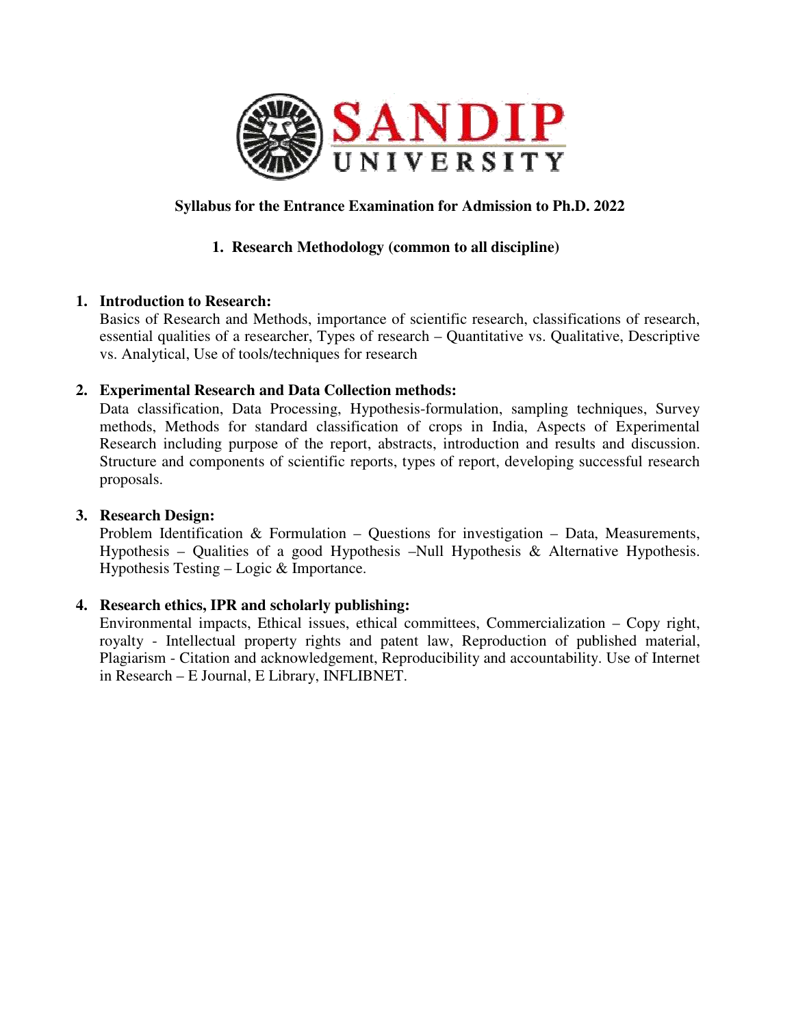# SANDIP UNIVERSITY

**Syllabus for the Entrance Examination for Admission to Ph.D. 2022**

## 1. Research Methodology (common to all discipline)

1. **Introduction to Research:**
   Basics of Research and Methods, importance of scientific research, classifications of research, essential qualities of a researcher, Types of research – Quantitative vs. Qualitative, Descriptive vs. Analytical, Use of tools/techniques for research

2. **Experimental Research and Data Collection methods:**
   Data classification, Data Processing, Hypothesis-formulation, sampling techniques, Survey methods, Methods for standard classification of crops in India, Aspects of Experimental Research including purpose of the report, abstracts, introduction and results and discussion. Structure and components of scientific reports, types of report, developing successful research proposals.

3. **Research Design:**
   Problem Identification & Formulation – Questions for investigation – Data, Measurements, Hypothesis – Qualities of a good Hypothesis –Null Hypothesis & Alternative Hypothesis. Hypothesis Testing – Logic & Importance.

4. **Research ethics, IPR and scholarly publishing:**
   Environmental impacts, Ethical issues, ethical committees, Commercialization – Copy right, royalty - Intellectual property rights and patent law, Reproduction of published material, Plagiarism - Citation and acknowledgement, Reproducibility and accountability. Use of Internet in Research – E Journal, E Library, INFLIBNET.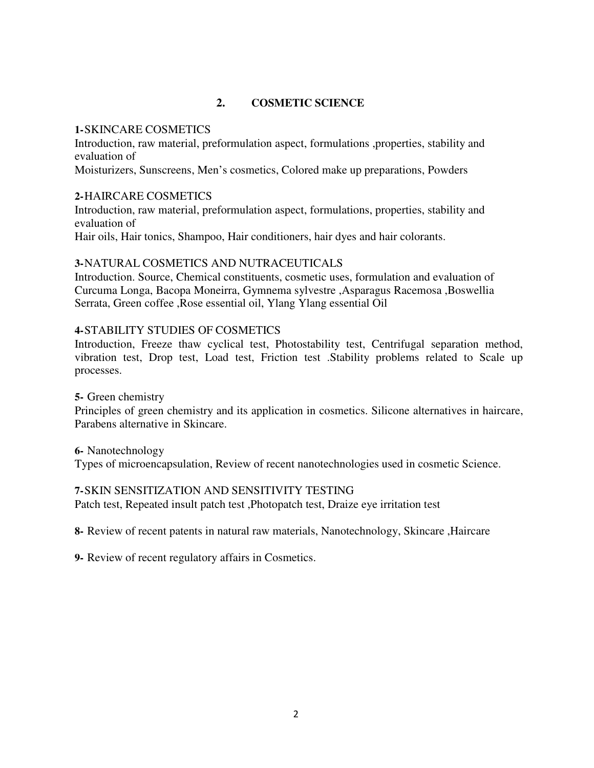## 2. COSMETIC SCIENCE

**1-** SKINCARE COSMETICS
Introduction, raw material, preformulation aspect, formulations ,properties, stability and evaluation of
Moisturizers, Sunscreens, Men's cosmetics, Colored make up preparations, Powders

**2-** HAIRCARE COSMETICS
Introduction, raw material, preformulation aspect, formulations, properties, stability and evaluation of
Hair oils, Hair tonics, Shampoo, Hair conditioners, hair dyes and hair colorants.

**3-** NATURAL COSMETICS AND NUTRACEUTICALS
Introduction. Source, Chemical constituents, cosmetic uses, formulation and evaluation of Curcuma Longa, Bacopa Moneirra, Gymnema sylvestre ,Asparagus Racemosa ,Boswellia Serrata, Green coffee ,Rose essential oil, Ylang Ylang essential Oil

**4-** STABILITY STUDIES OF COSMETICS
Introduction, Freeze thaw cyclical test, Photostability test, Centrifugal separation method, vibration test, Drop test, Load test, Friction test .Stability problems related to Scale up processes.

**5-** Green chemistry
Principles of green chemistry and its application in cosmetics. Silicone alternatives in haircare, Parabens alternative in Skincare.

**6-** Nanotechnology
Types of microencapsulation, Review of recent nanotechnologies used in cosmetic Science.

**7-** SKIN SENSITIZATION AND SENSITIVITY TESTING
Patch test, Repeated insult patch test ,Photopatch test, Draize eye irritation test

**8-** Review of recent patents in natural raw materials, Nanotechnology, Skincare ,Haircare

**9-** Review of recent regulatory affairs in Cosmetics.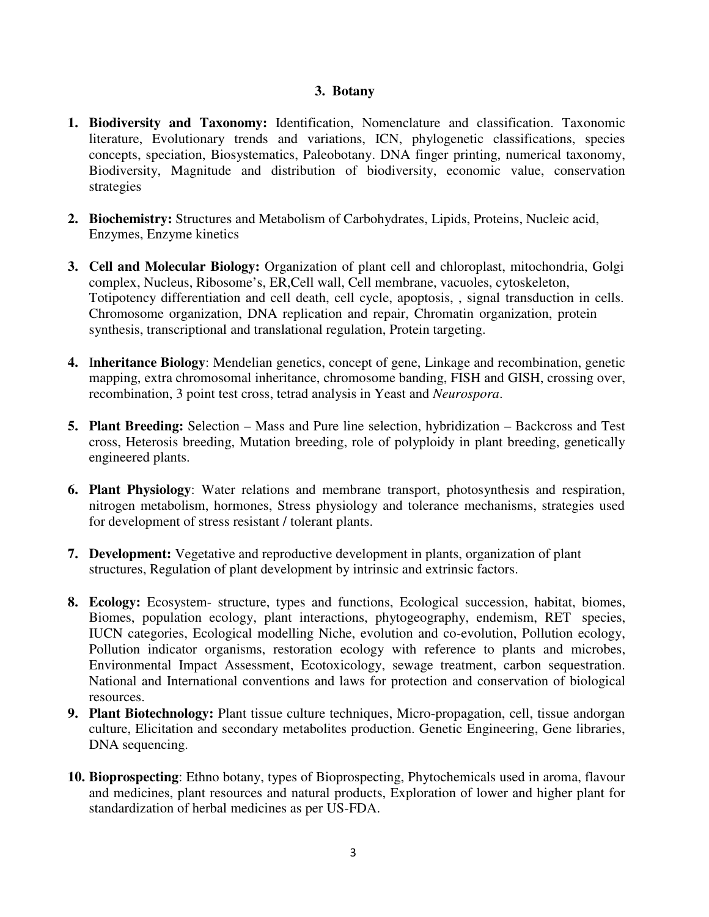### 3. Botany

1. **Biodiversity and Taxonomy:** Identification, Nomenclature and classification. Taxonomic literature, Evolutionary trends and variations, ICN, phylogenetic classifications, species concepts, speciation, Biosystematics, Paleobotany. DNA finger printing, numerical taxonomy, Biodiversity, Magnitude and distribution of biodiversity, economic value, conservation strategies

2. **Biochemistry:** Structures and Metabolism of Carbohydrates, Lipids, Proteins, Nucleic acid, Enzymes, Enzyme kinetics

3. **Cell and Molecular Biology:** Organization of plant cell and chloroplast, mitochondria, Golgi complex, Nucleus, Ribosome's, ER,Cell wall, Cell membrane, vacuoles, cytoskeleton, Totipotency differentiation and cell death, cell cycle, apoptosis, , signal transduction in cells. Chromosome organization, DNA replication and repair, Chromatin organization, protein synthesis, transcriptional and translational regulation, Protein targeting.

4. **Inheritance Biology**: Mendelian genetics, concept of gene, Linkage and recombination, genetic mapping, extra chromosomal inheritance, chromosome banding, FISH and GISH, crossing over, recombination, 3 point test cross, tetrad analysis in Yeast and *Neurospora*.

5. **Plant Breeding:** Selection – Mass and Pure line selection, hybridization – Backcross and Test cross, Heterosis breeding, Mutation breeding, role of polyploidy in plant breeding, genetically engineered plants.

6. **Plant Physiology**: Water relations and membrane transport, photosynthesis and respiration, nitrogen metabolism, hormones, Stress physiology and tolerance mechanisms, strategies used for development of stress resistant / tolerant plants.

7. **Development:** Vegetative and reproductive development in plants, organization of plant structures, Regulation of plant development by intrinsic and extrinsic factors.

8. **Ecology:** Ecosystem- structure, types and functions, Ecological succession, habitat, biomes, Biomes, population ecology, plant interactions, phytogeography, endemism, RET species, IUCN categories, Ecological modelling Niche, evolution and co-evolution, Pollution ecology, Pollution indicator organisms, restoration ecology with reference to plants and microbes, Environmental Impact Assessment, Ecotoxicology, sewage treatment, carbon sequestration. National and International conventions and laws for protection and conservation of biological resources.

9. **Plant Biotechnology:** Plant tissue culture techniques, Micro-propagation, cell, tissue andorgan culture, Elicitation and secondary metabolites production. Genetic Engineering, Gene libraries, DNA sequencing.

10. **Bioprospecting**: Ethno botany, types of Bioprospecting, Phytochemicals used in aroma, flavour and medicines, plant resources and natural products, Exploration of lower and higher plant for standardization of herbal medicines as per US-FDA.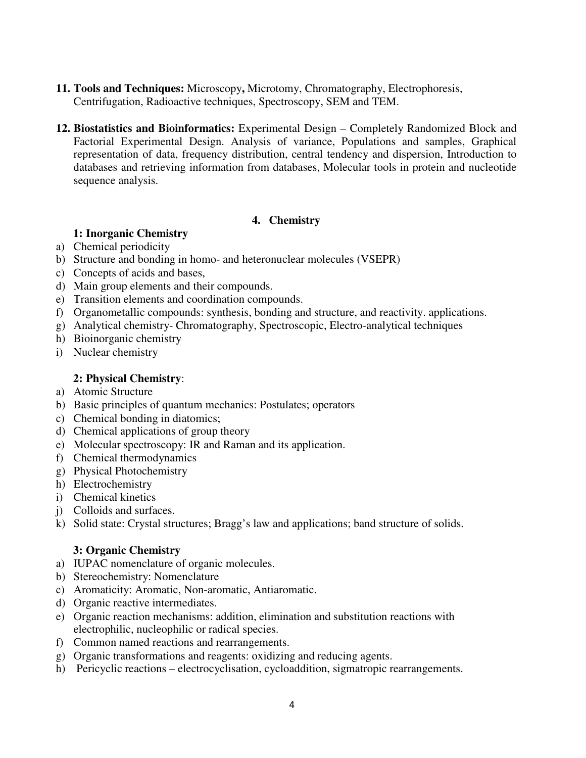**11. Tools and Techniques:** Microscopy**,** Microtomy, Chromatography, Electrophoresis, Centrifugation, Radioactive techniques, Spectroscopy, SEM and TEM.

**12. Biostatistics and Bioinformatics:** Experimental Design – Completely Randomized Block and Factorial Experimental Design. Analysis of variance, Populations and samples, Graphical representation of data, frequency distribution, central tendency and dispersion, Introduction to databases and retrieving information from databases, Molecular tools in protein and nucleotide sequence analysis.

## 4. Chemistry

### 1: Inorganic Chemistry

a) Chemical periodicity
b) Structure and bonding in homo- and heteronuclear molecules (VSEPR)
c) Concepts of acids and bases,
d) Main group elements and their compounds.
e) Transition elements and coordination compounds.
f) Organometallic compounds: synthesis, bonding and structure, and reactivity. applications.
g) Analytical chemistry- Chromatography, Spectroscopic, Electro-analytical techniques
h) Bioinorganic chemistry
i) Nuclear chemistry

### 2: Physical Chemistry:

a) Atomic Structure
b) Basic principles of quantum mechanics: Postulates; operators
c) Chemical bonding in diatomics;
d) Chemical applications of group theory
e) Molecular spectroscopy: IR and Raman and its application.
f) Chemical thermodynamics
g) Physical Photochemistry
h) Electrochemistry
i) Chemical kinetics
j) Colloids and surfaces.
k) Solid state: Crystal structures; Bragg's law and applications; band structure of solids.

### 3: Organic Chemistry

a) IUPAC nomenclature of organic molecules.
b) Stereochemistry: Nomenclature
c) Aromaticity: Aromatic, Non-aromatic, Antiaromatic.
d) Organic reactive intermediates.
e) Organic reaction mechanisms: addition, elimination and substitution reactions with electrophilic, nucleophilic or radical species.
f) Common named reactions and rearrangements.
g) Organic transformations and reagents: oxidizing and reducing agents.
h) Pericyclic reactions – electrocyclisation, cycloaddition, sigmatropic rearrangements.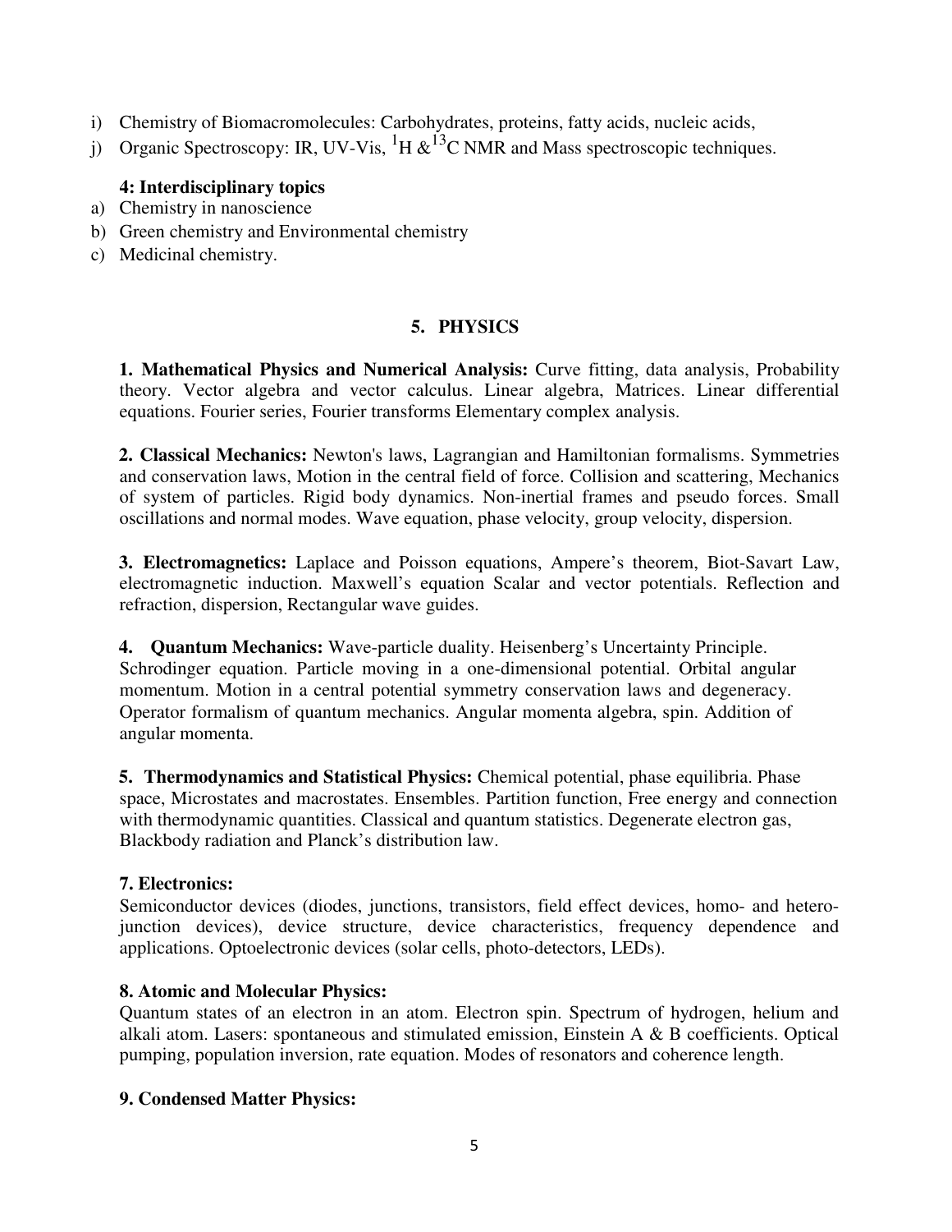i) Chemistry of Biomacromolecules: Carbohydrates, proteins, fatty acids, nucleic acids,
j) Organic Spectroscopy: IR, UV-Vis, $^{1}H$ & $^{13}C$ NMR and Mass spectroscopic techniques.

**4: Interdisciplinary topics**

a) Chemistry in nanoscience
b) Green chemistry and Environmental chemistry
c) Medicinal chemistry.

## 5. PHYSICS

**1. Mathematical Physics and Numerical Analysis:** Curve fitting, data analysis, Probability theory. Vector algebra and vector calculus. Linear algebra, Matrices. Linear differential equations. Fourier series, Fourier transforms Elementary complex analysis.

**2. Classical Mechanics:** Newton's laws, Lagrangian and Hamiltonian formalisms. Symmetries and conservation laws, Motion in the central field of force. Collision and scattering, Mechanics of system of particles. Rigid body dynamics. Non-inertial frames and pseudo forces. Small oscillations and normal modes. Wave equation, phase velocity, group velocity, dispersion.

**3. Electromagnetics:** Laplace and Poisson equations, Ampere's theorem, Biot-Savart Law, electromagnetic induction. Maxwell's equation Scalar and vector potentials. Reflection and refraction, dispersion, Rectangular wave guides.

**4. Quantum Mechanics:** Wave-particle duality. Heisenberg's Uncertainty Principle. Schrodinger equation. Particle moving in a one-dimensional potential. Orbital angular momentum. Motion in a central potential symmetry conservation laws and degeneracy. Operator formalism of quantum mechanics. Angular momenta algebra, spin. Addition of angular momenta.

**5. Thermodynamics and Statistical Physics:** Chemical potential, phase equilibria. Phase space, Microstates and macrostates. Ensembles. Partition function, Free energy and connection with thermodynamic quantities. Classical and quantum statistics. Degenerate electron gas, Blackbody radiation and Planck's distribution law.

**7. Electronics:**

Semiconductor devices (diodes, junctions, transistors, field effect devices, homo- and hetero-junction devices), device structure, device characteristics, frequency dependence and applications. Optoelectronic devices (solar cells, photo-detectors, LEDs).

**8. Atomic and Molecular Physics:**

Quantum states of an electron in an atom. Electron spin. Spectrum of hydrogen, helium and alkali atom. Lasers: spontaneous and stimulated emission, Einstein A & B coefficients. Optical pumping, population inversion, rate equation. Modes of resonators and coherence length.

**9. Condensed Matter Physics:**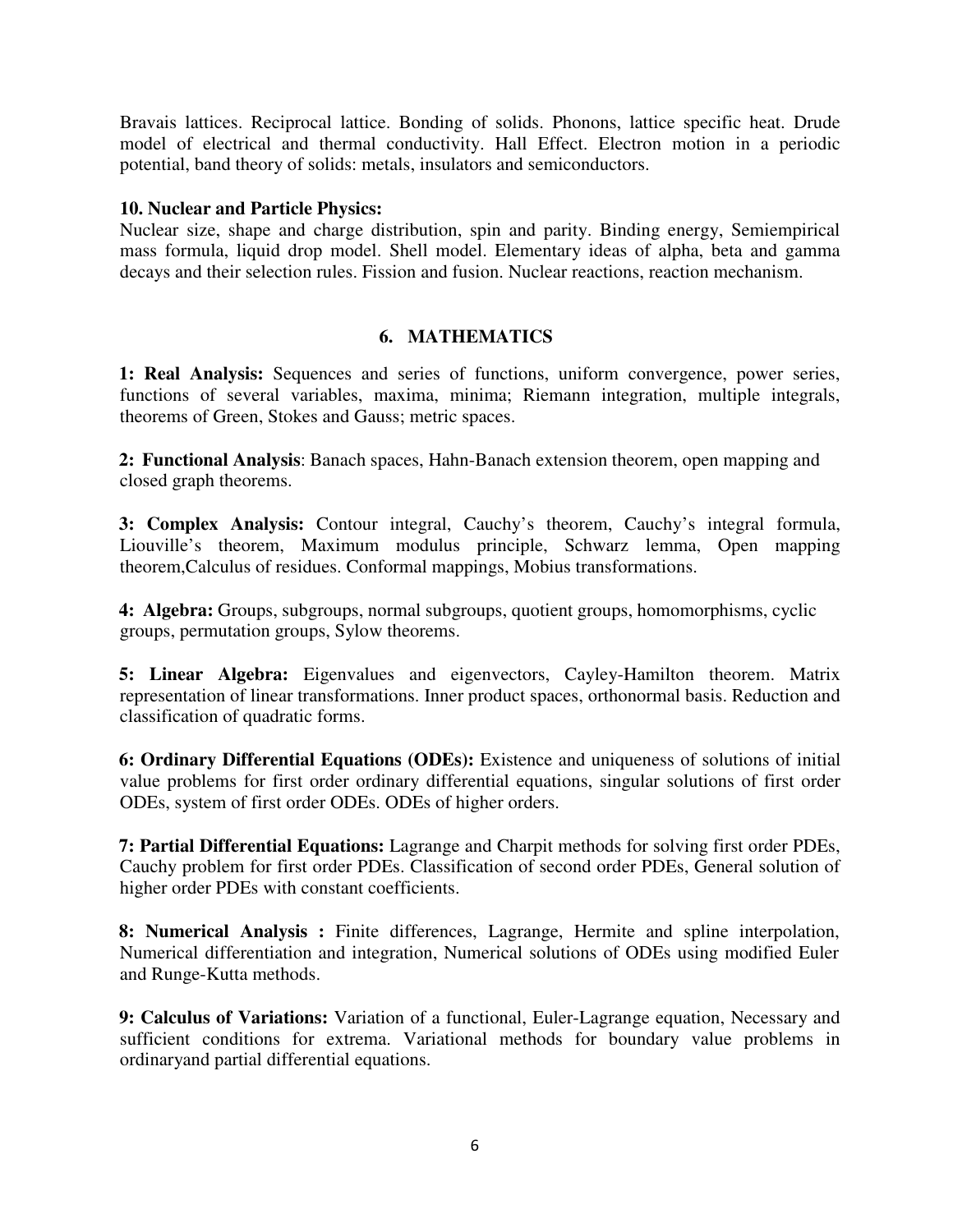Bravais lattices. Reciprocal lattice. Bonding of solids. Phonons, lattice specific heat. Drude model of electrical and thermal conductivity. Hall Effect. Electron motion in a periodic potential, band theory of solids: metals, insulators and semiconductors.

**10. Nuclear and Particle Physics:**

Nuclear size, shape and charge distribution, spin and parity. Binding energy, Semiempirical mass formula, liquid drop model. Shell model. Elementary ideas of alpha, beta and gamma decays and their selection rules. Fission and fusion. Nuclear reactions, reaction mechanism.

## 6. MATHEMATICS

**1: Real Analysis:** Sequences and series of functions, uniform convergence, power series, functions of several variables, maxima, minima; Riemann integration, multiple integrals, theorems of Green, Stokes and Gauss; metric spaces.

**2: Functional Analysis**: Banach spaces, Hahn-Banach extension theorem, open mapping and closed graph theorems.

**3: Complex Analysis:** Contour integral, Cauchy's theorem, Cauchy's integral formula, Liouville's theorem, Maximum modulus principle, Schwarz lemma, Open mapping theorem,Calculus of residues. Conformal mappings, Mobius transformations.

**4: Algebra:** Groups, subgroups, normal subgroups, quotient groups, homomorphisms, cyclic groups, permutation groups, Sylow theorems.

**5: Linear Algebra:** Eigenvalues and eigenvectors, Cayley-Hamilton theorem. Matrix representation of linear transformations. Inner product spaces, orthonormal basis. Reduction and classification of quadratic forms.

**6: Ordinary Differential Equations (ODEs):** Existence and uniqueness of solutions of initial value problems for first order ordinary differential equations, singular solutions of first order ODEs, system of first order ODEs. ODEs of higher orders.

**7: Partial Differential Equations:** Lagrange and Charpit methods for solving first order PDEs, Cauchy problem for first order PDEs. Classification of second order PDEs, General solution of higher order PDEs with constant coefficients.

**8: Numerical Analysis :** Finite differences, Lagrange, Hermite and spline interpolation, Numerical differentiation and integration, Numerical solutions of ODEs using modified Euler and Runge-Kutta methods.

**9: Calculus of Variations:** Variation of a functional, Euler-Lagrange equation, Necessary and sufficient conditions for extrema. Variational methods for boundary value problems in ordinaryand partial differential equations.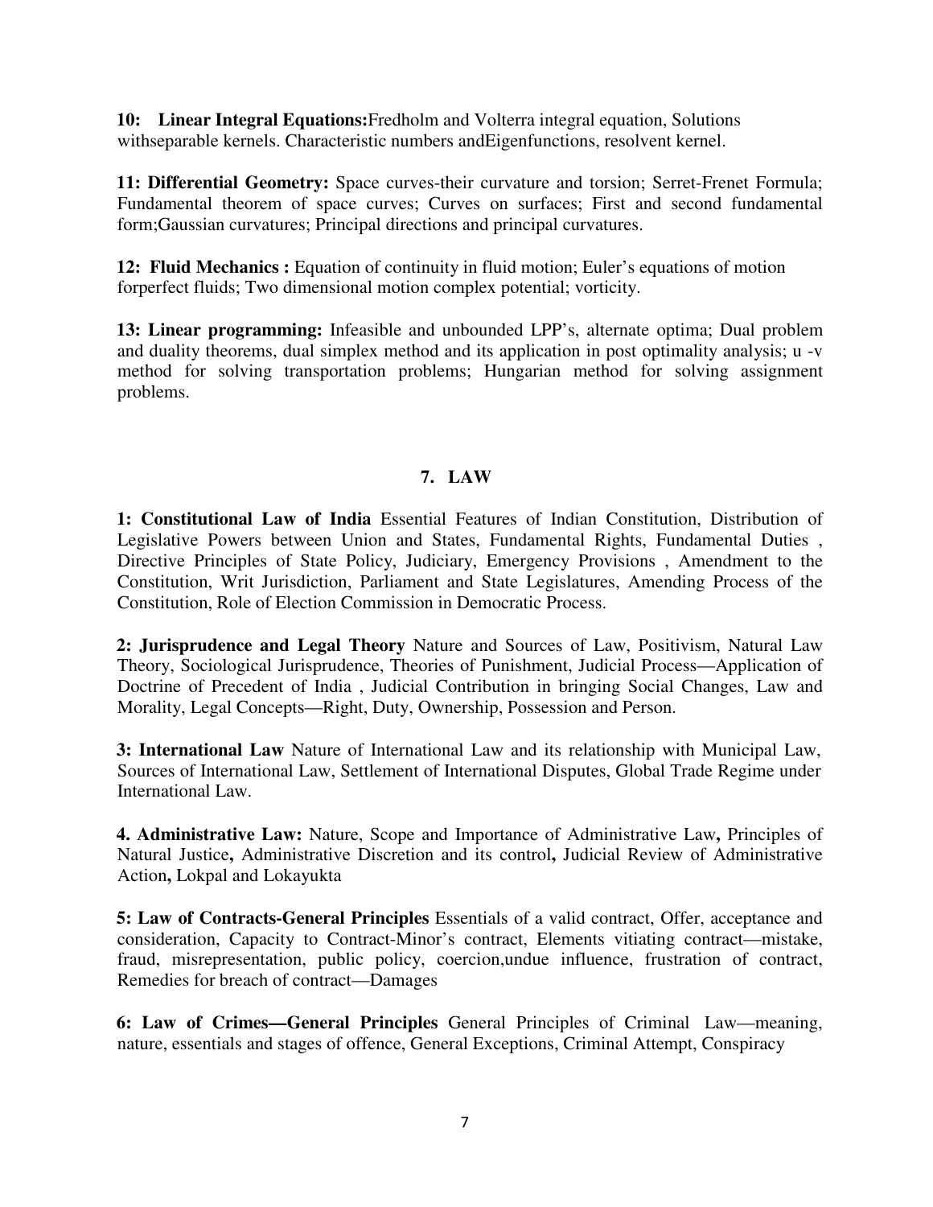**10: Linear Integral Equations:** Fredholm and Volterra integral equation, Solutions withseparable kernels. Characteristic numbers andEigenfunctions, resolvent kernel.

**11: Differential Geometry:** Space curves-their curvature and torsion; Serret-Frenet Formula; Fundamental theorem of space curves; Curves on surfaces; First and second fundamental form;Gaussian curvatures; Principal directions and principal curvatures.

**12: Fluid Mechanics :** Equation of continuity in fluid motion; Euler's equations of motion forperfect fluids; Two dimensional motion complex potential; vorticity.

**13: Linear programming:** Infeasible and unbounded LPP's, alternate optima; Dual problem and duality theorems, dual simplex method and its application in post optimality analysis; u -v method for solving transportation problems; Hungarian method for solving assignment problems.

## 7. LAW

**1: Constitutional Law of India** Essential Features of Indian Constitution, Distribution of Legislative Powers between Union and States, Fundamental Rights, Fundamental Duties , Directive Principles of State Policy, Judiciary, Emergency Provisions , Amendment to the Constitution, Writ Jurisdiction, Parliament and State Legislatures, Amending Process of the Constitution, Role of Election Commission in Democratic Process.

**2: Jurisprudence and Legal Theory** Nature and Sources of Law, Positivism, Natural Law Theory, Sociological Jurisprudence, Theories of Punishment, Judicial Process—Application of Doctrine of Precedent of India , Judicial Contribution in bringing Social Changes, Law and Morality, Legal Concepts—Right, Duty, Ownership, Possession and Person.

**3: International Law** Nature of International Law and its relationship with Municipal Law, Sources of International Law, Settlement of International Disputes, Global Trade Regime under International Law.

**4. Administrative Law:** Nature, Scope and Importance of Administrative Law**,** Principles of Natural Justice**,** Administrative Discretion and its control**,** Judicial Review of Administrative Action**,** Lokpal and Lokayukta

**5: Law of Contracts-General Principles** Essentials of a valid contract, Offer, acceptance and consideration, Capacity to Contract-Minor's contract, Elements vitiating contract—mistake, fraud, misrepresentation, public policy, coercion,undue influence, frustration of contract, Remedies for breach of contract—Damages

**6: Law of Crimes—General Principles** General Principles of Criminal Law—meaning, nature, essentials and stages of offence, General Exceptions, Criminal Attempt, Conspiracy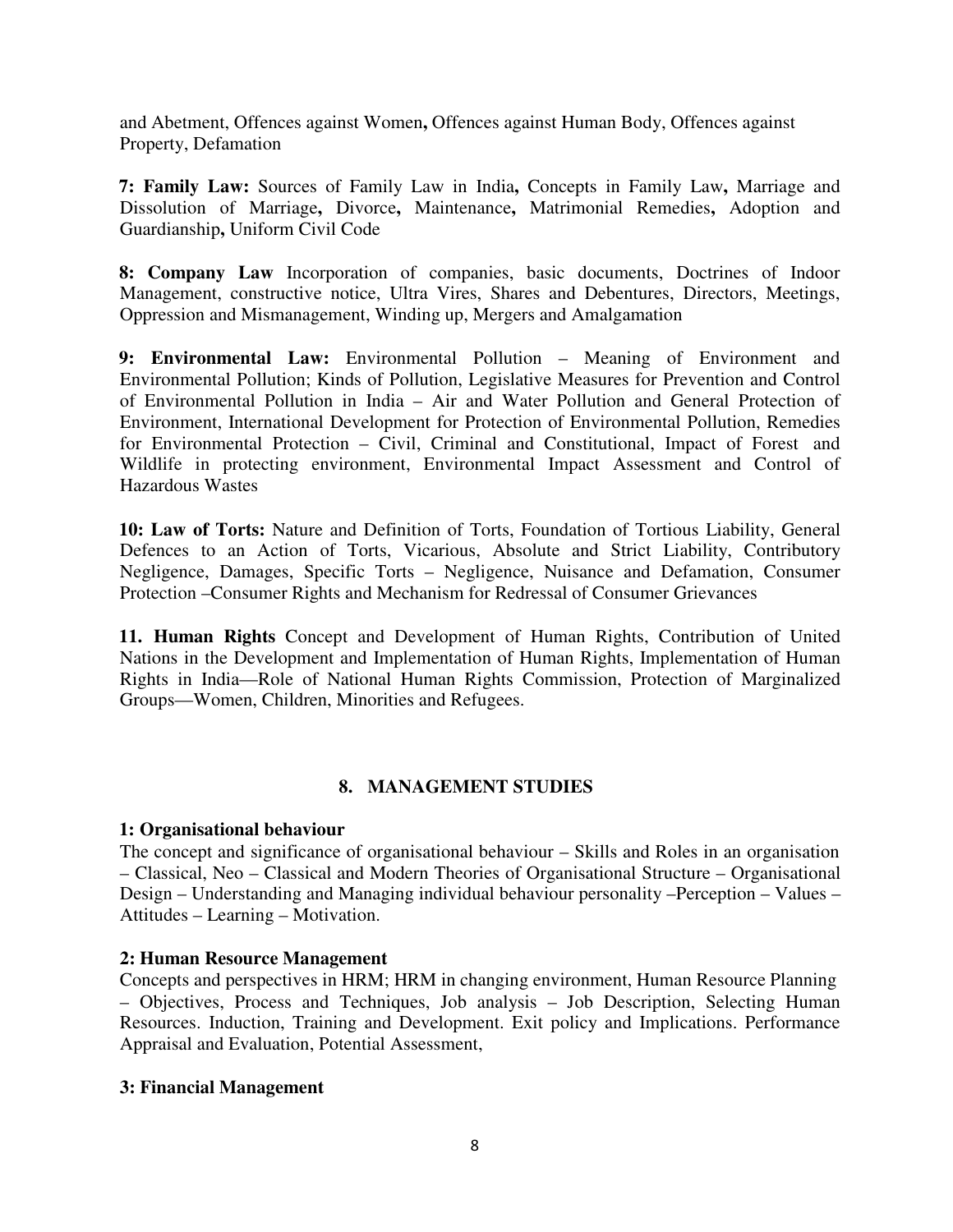and Abetment, Offences against Women**,** Offences against Human Body, Offences against Property, Defamation

**7: Family Law:** Sources of Family Law in India**,** Concepts in Family Law**,** Marriage and Dissolution of Marriage**,** Divorce**,** Maintenance**,** Matrimonial Remedies**,** Adoption and Guardianship**,** Uniform Civil Code

**8: Company Law** Incorporation of companies, basic documents, Doctrines of Indoor Management, constructive notice, Ultra Vires, Shares and Debentures, Directors, Meetings, Oppression and Mismanagement, Winding up, Mergers and Amalgamation

**9: Environmental Law:** Environmental Pollution – Meaning of Environment and Environmental Pollution; Kinds of Pollution, Legislative Measures for Prevention and Control of Environmental Pollution in India – Air and Water Pollution and General Protection of Environment, International Development for Protection of Environmental Pollution, Remedies for Environmental Protection – Civil, Criminal and Constitutional, Impact of Forest and Wildlife in protecting environment, Environmental Impact Assessment and Control of Hazardous Wastes

**10: Law of Torts:** Nature and Definition of Torts, Foundation of Tortious Liability, General Defences to an Action of Torts, Vicarious, Absolute and Strict Liability, Contributory Negligence, Damages, Specific Torts – Negligence, Nuisance and Defamation, Consumer Protection –Consumer Rights and Mechanism for Redressal of Consumer Grievances

**11. Human Rights** Concept and Development of Human Rights, Contribution of United Nations in the Development and Implementation of Human Rights, Implementation of Human Rights in India—Role of National Human Rights Commission, Protection of Marginalized Groups—Women, Children, Minorities and Refugees.

## 8. MANAGEMENT STUDIES

### 1: Organisational behaviour

The concept and significance of organisational behaviour – Skills and Roles in an organisation – Classical, Neo – Classical and Modern Theories of Organisational Structure – Organisational Design – Understanding and Managing individual behaviour personality –Perception – Values – Attitudes – Learning – Motivation.

### 2: Human Resource Management

Concepts and perspectives in HRM; HRM in changing environment, Human Resource Planning – Objectives, Process and Techniques, Job analysis – Job Description, Selecting Human Resources. Induction, Training and Development. Exit policy and Implications. Performance Appraisal and Evaluation, Potential Assessment,

### 3: Financial Management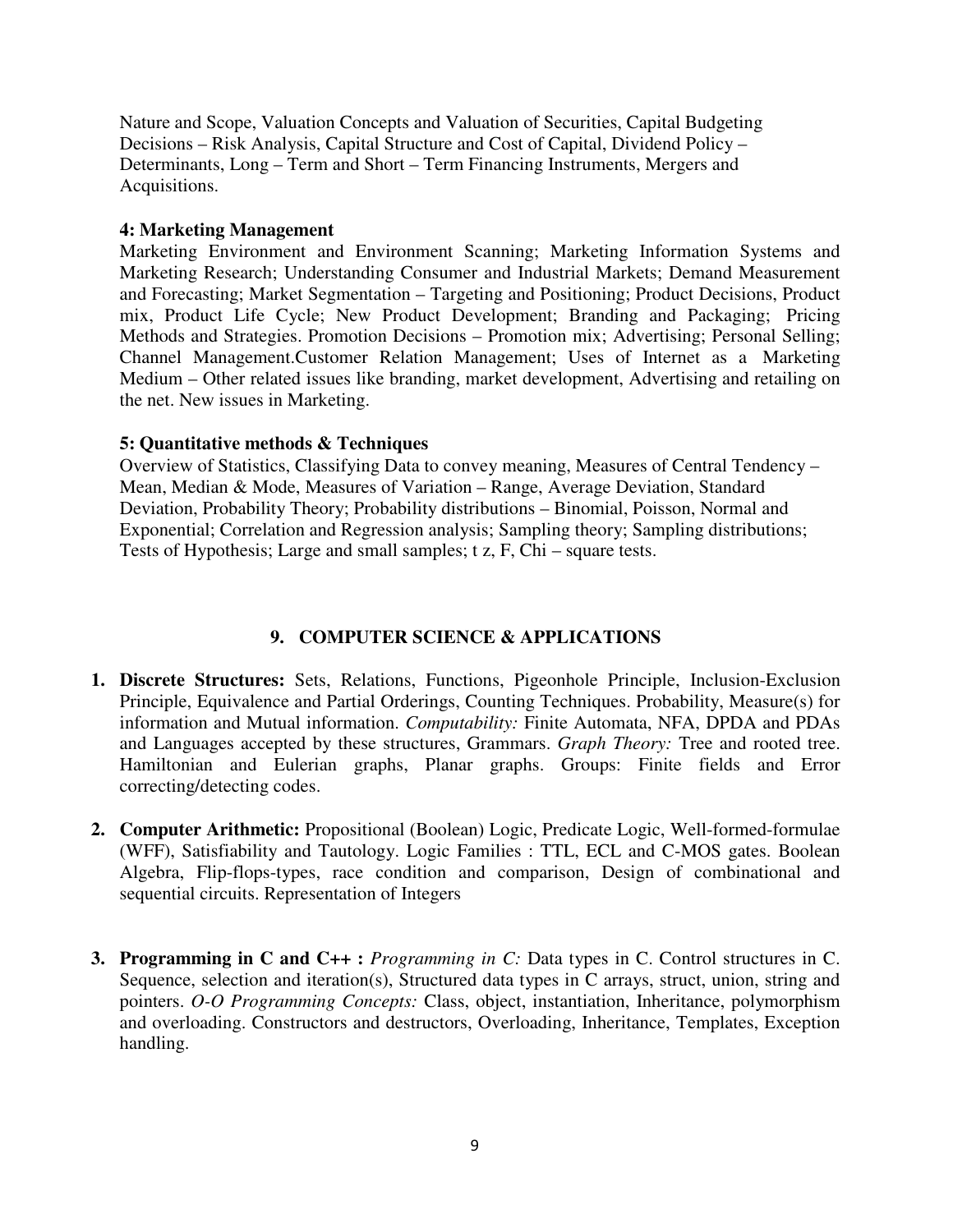Nature and Scope, Valuation Concepts and Valuation of Securities, Capital Budgeting Decisions – Risk Analysis, Capital Structure and Cost of Capital, Dividend Policy – Determinants, Long – Term and Short – Term Financing Instruments, Mergers and Acquisitions.

**4: Marketing Management**

Marketing Environment and Environment Scanning; Marketing Information Systems and Marketing Research; Understanding Consumer and Industrial Markets; Demand Measurement and Forecasting; Market Segmentation – Targeting and Positioning; Product Decisions, Product mix, Product Life Cycle; New Product Development; Branding and Packaging; Pricing Methods and Strategies. Promotion Decisions – Promotion mix; Advertising; Personal Selling; Channel Management.Customer Relation Management; Uses of Internet as a Marketing Medium – Other related issues like branding, market development, Advertising and retailing on the net. New issues in Marketing.

**5: Quantitative methods & Techniques**

Overview of Statistics, Classifying Data to convey meaning, Measures of Central Tendency – Mean, Median & Mode, Measures of Variation – Range, Average Deviation, Standard Deviation, Probability Theory; Probability distributions – Binomial, Poisson, Normal and Exponential; Correlation and Regression analysis; Sampling theory; Sampling distributions; Tests of Hypothesis; Large and small samples; t z, F, Chi – square tests.

## 9. COMPUTER SCIENCE & APPLICATIONS

1. **Discrete Structures:** Sets, Relations, Functions, Pigeonhole Principle, Inclusion-Exclusion Principle, Equivalence and Partial Orderings, Counting Techniques. Probability, Measure(s) for information and Mutual information. *Computability:* Finite Automata, NFA, DPDA and PDAs and Languages accepted by these structures, Grammars. *Graph Theory:* Tree and rooted tree. Hamiltonian and Eulerian graphs, Planar graphs. Groups: Finite fields and Error correcting/detecting codes.

2. **Computer Arithmetic:** Propositional (Boolean) Logic, Predicate Logic, Well-formed-formulae (WFF), Satisfiability and Tautology. Logic Families : TTL, ECL and C-MOS gates. Boolean Algebra, Flip-flops-types, race condition and comparison, Design of combinational and sequential circuits. Representation of Integers

3. **Programming in C and C++ :** *Programming in C:* Data types in C. Control structures in C. Sequence, selection and iteration(s), Structured data types in C arrays, struct, union, string and pointers. *O-O Programming Concepts:* Class, object, instantiation, Inheritance, polymorphism and overloading. Constructors and destructors, Overloading, Inheritance, Templates, Exception handling.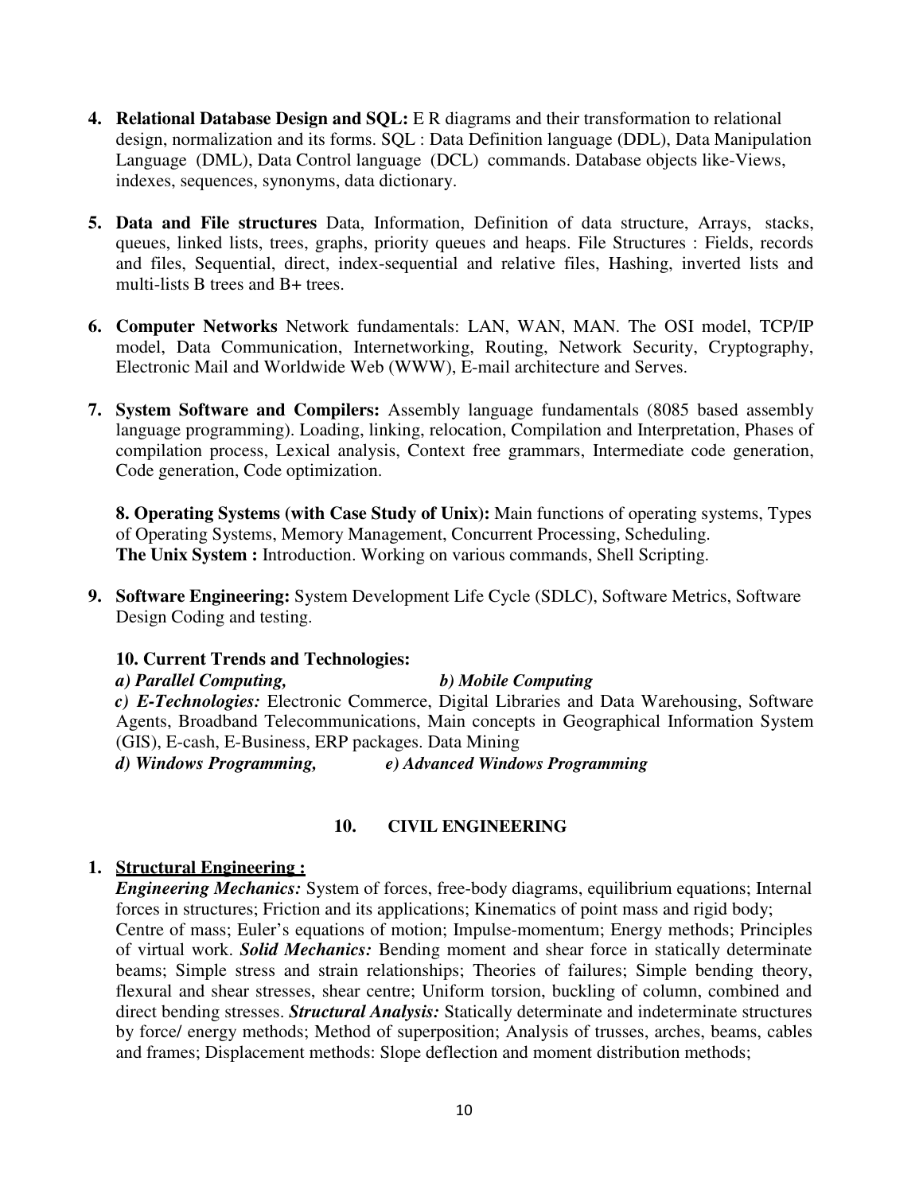4. **Relational Database Design and SQL:** E R diagrams and their transformation to relational design, normalization and its forms. SQL : Data Definition language (DDL), Data Manipulation Language (DML), Data Control language (DCL) commands. Database objects like-Views, indexes, sequences, synonyms, data dictionary.

5. **Data and File structures** Data, Information, Definition of data structure, Arrays, stacks, queues, linked lists, trees, graphs, priority queues and heaps. File Structures : Fields, records and files, Sequential, direct, index-sequential and relative files, Hashing, inverted lists and multi-lists B trees and B+ trees.

6. **Computer Networks** Network fundamentals: LAN, WAN, MAN. The OSI model, TCP/IP model, Data Communication, Internetworking, Routing, Network Security, Cryptography, Electronic Mail and Worldwide Web (WWW), E-mail architecture and Serves.

7. **System Software and Compilers:** Assembly language fundamentals (8085 based assembly language programming). Loading, linking, relocation, Compilation and Interpretation, Phases of compilation process, Lexical analysis, Context free grammars, Intermediate code generation, Code generation, Code optimization.

8. **Operating Systems (with Case Study of Unix):** Main functions of operating systems, Types of Operating Systems, Memory Management, Concurrent Processing, Scheduling.
   **The Unix System :** Introduction. Working on various commands, Shell Scripting.

9. **Software Engineering:** System Development Life Cycle (SDLC), Software Metrics, Software Design Coding and testing.

10. **Current Trends and Technologies:**
    ***a) Parallel Computing,*** ***b) Mobile Computing***
    ***c) E-Technologies:*** Electronic Commerce, Digital Libraries and Data Warehousing, Software Agents, Broadband Telecommunications, Main concepts in Geographical Information System (GIS), E-cash, E-Business, ERP packages. Data Mining
    ***d) Windows Programming,*** ***e) Advanced Windows Programming***

## 10. CIVIL ENGINEERING

1. **<u>Structural Engineering :</u>**
   ***Engineering Mechanics:*** System of forces, free-body diagrams, equilibrium equations; Internal forces in structures; Friction and its applications; Kinematics of point mass and rigid body; Centre of mass; Euler's equations of motion; Impulse-momentum; Energy methods; Principles of virtual work. ***Solid Mechanics:*** Bending moment and shear force in statically determinate beams; Simple stress and strain relationships; Theories of failures; Simple bending theory, flexural and shear stresses, shear centre; Uniform torsion, buckling of column, combined and direct bending stresses. ***Structural Analysis:*** Statically determinate and indeterminate structures by force/ energy methods; Method of superposition; Analysis of trusses, arches, beams, cables and frames; Displacement methods: Slope deflection and moment distribution methods;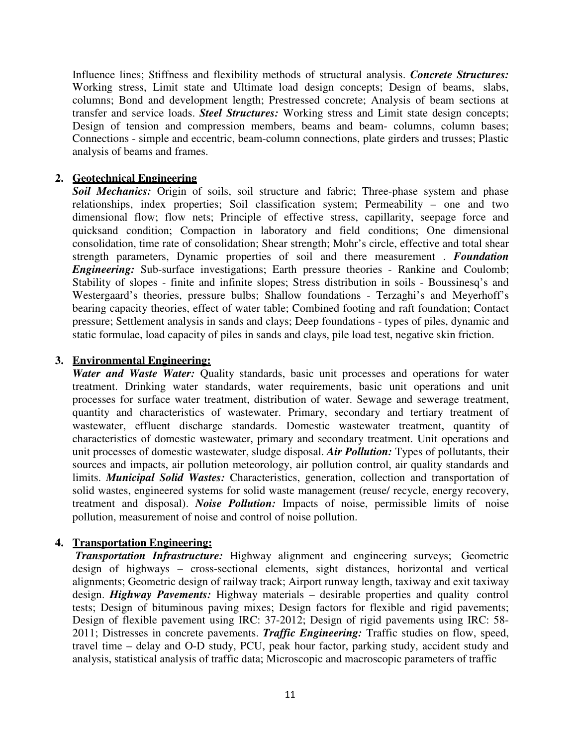Influence lines; Stiffness and flexibility methods of structural analysis. ***Concrete Structures:*** Working stress, Limit state and Ultimate load design concepts; Design of beams, slabs, columns; Bond and development length; Prestressed concrete; Analysis of beam sections at transfer and service loads. ***Steel Structures:*** Working stress and Limit state design concepts; Design of tension and compression members, beams and beam- columns, column bases; Connections - simple and eccentric, beam-column connections, plate girders and trusses; Plastic analysis of beams and frames.

**2. Geotechnical Engineering**

***Soil Mechanics:*** Origin of soils, soil structure and fabric; Three-phase system and phase relationships, index properties; Soil classification system; Permeability – one and two dimensional flow; flow nets; Principle of effective stress, capillarity, seepage force and quicksand condition; Compaction in laboratory and field conditions; One dimensional consolidation, time rate of consolidation; Shear strength; Mohr's circle, effective and total shear strength parameters, Dynamic properties of soil and there measurement . ***Foundation Engineering:*** Sub-surface investigations; Earth pressure theories - Rankine and Coulomb; Stability of slopes - finite and infinite slopes; Stress distribution in soils - Boussinesq's and Westergaard's theories, pressure bulbs; Shallow foundations - Terzaghi's and Meyerhoff's bearing capacity theories, effect of water table; Combined footing and raft foundation; Contact pressure; Settlement analysis in sands and clays; Deep foundations - types of piles, dynamic and static formulae, load capacity of piles in sands and clays, pile load test, negative skin friction.

**3. Environmental Engineering:**

***Water and Waste Water:*** Quality standards, basic unit processes and operations for water treatment. Drinking water standards, water requirements, basic unit operations and unit processes for surface water treatment, distribution of water. Sewage and sewerage treatment, quantity and characteristics of wastewater. Primary, secondary and tertiary treatment of wastewater, effluent discharge standards. Domestic wastewater treatment, quantity of characteristics of domestic wastewater, primary and secondary treatment. Unit operations and unit processes of domestic wastewater, sludge disposal. ***Air Pollution:*** Types of pollutants, their sources and impacts, air pollution meteorology, air pollution control, air quality standards and limits. ***Municipal Solid Wastes:*** Characteristics, generation, collection and transportation of solid wastes, engineered systems for solid waste management (reuse/ recycle, energy recovery, treatment and disposal). ***Noise Pollution:*** Impacts of noise, permissible limits of noise pollution, measurement of noise and control of noise pollution.

**4. Transportation Engineering:**

***Transportation Infrastructure:*** Highway alignment and engineering surveys; Geometric design of highways – cross-sectional elements, sight distances, horizontal and vertical alignments; Geometric design of railway track; Airport runway length, taxiway and exit taxiway design. ***Highway Pavements:*** Highway materials – desirable properties and quality control tests; Design of bituminous paving mixes; Design factors for flexible and rigid pavements; Design of flexible pavement using IRC: 37-2012; Design of rigid pavements using IRC: 58-2011; Distresses in concrete pavements. ***Traffic Engineering:*** Traffic studies on flow, speed, travel time – delay and O-D study, PCU, peak hour factor, parking study, accident study and analysis, statistical analysis of traffic data; Microscopic and macroscopic parameters of traffic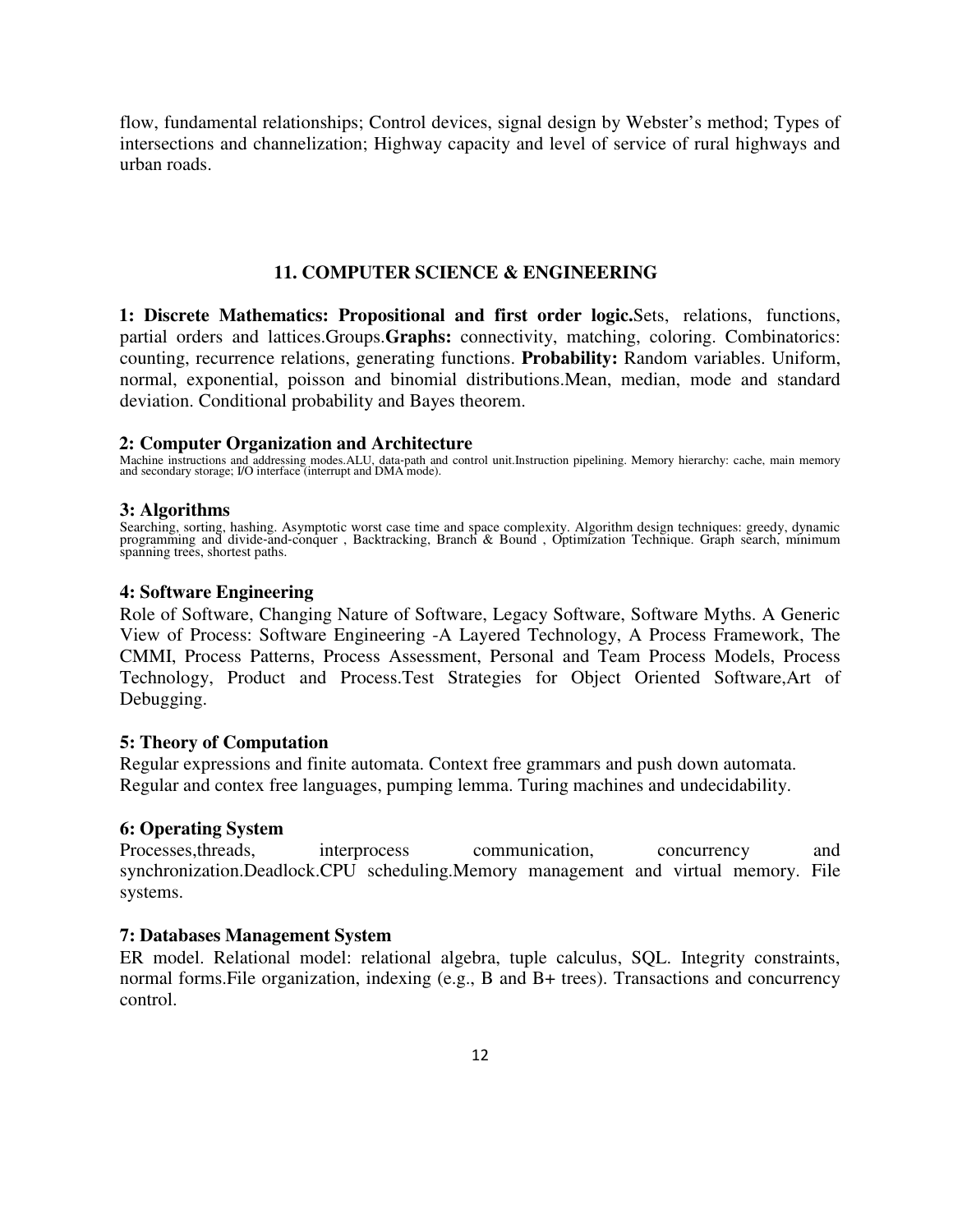flow, fundamental relationships; Control devices, signal design by Webster's method; Types of intersections and channelization; Highway capacity and level of service of rural highways and urban roads.

## 11. COMPUTER SCIENCE & ENGINEERING

**1: Discrete Mathematics: Propositional and first order logic.**Sets, relations, functions, partial orders and lattices.Groups.**Graphs:** connectivity, matching, coloring. Combinatorics: counting, recurrence relations, generating functions. **Probability:** Random variables. Uniform, normal, exponential, poisson and binomial distributions.Mean, median, mode and standard deviation. Conditional probability and Bayes theorem.

**2: Computer Organization and Architecture**

Machine instructions and addressing modes.ALU, data-path and control unit.Instruction pipelining. Memory hierarchy: cache, main memory and secondary storage; I/O interface (interrupt and DMA mode).

**3: Algorithms**

Searching, sorting, hashing. Asymptotic worst case time and space complexity. Algorithm design techniques: greedy, dynamic programming and divide-and-conquer , Backtracking, Branch & Bound , Optimization Technique. Graph search, minimum spanning trees, shortest paths.

**4: Software Engineering**

Role of Software, Changing Nature of Software, Legacy Software, Software Myths. A Generic View of Process: Software Engineering -A Layered Technology, A Process Framework, The CMMI, Process Patterns, Process Assessment, Personal and Team Process Models, Process Technology, Product and Process.Test Strategies for Object Oriented Software,Art of Debugging.

**5: Theory of Computation**

Regular expressions and finite automata. Context free grammars and push down automata. Regular and contex free languages, pumping lemma. Turing machines and undecidability.

**6: Operating System**

Processes,threads, interprocess communication, concurrency and synchronization.Deadlock.CPU scheduling.Memory management and virtual memory. File systems.

**7: Databases Management System**

ER model. Relational model: relational algebra, tuple calculus, SQL. Integrity constraints, normal forms.File organization, indexing (e.g., B and B+ trees). Transactions and concurrency control.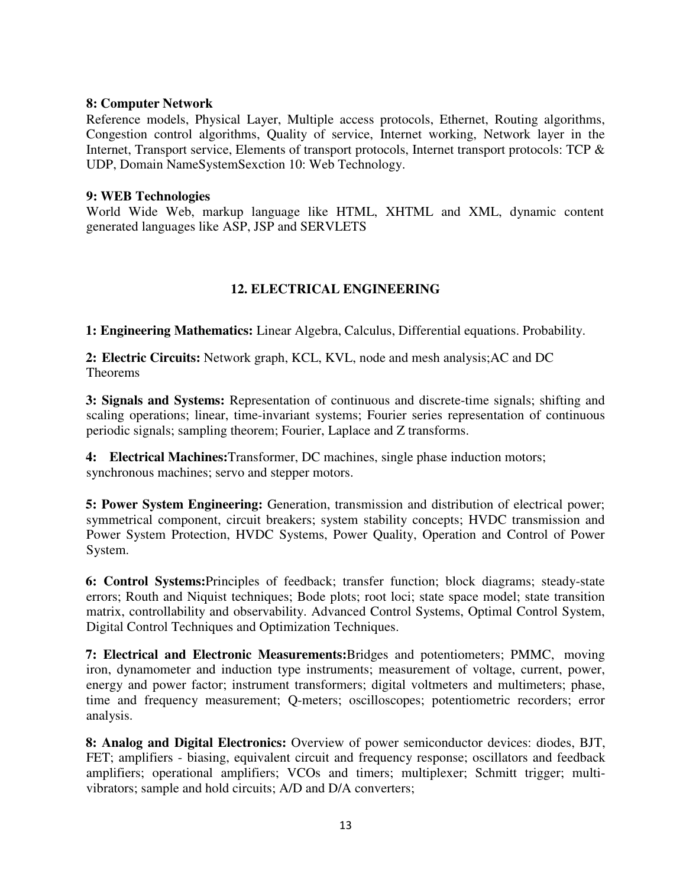**8: Computer Network**

Reference models, Physical Layer, Multiple access protocols, Ethernet, Routing algorithms, Congestion control algorithms, Quality of service, Internet working, Network layer in the Internet, Transport service, Elements of transport protocols, Internet transport protocols: TCP & UDP, Domain NameSystemSexction 10: Web Technology.

**9: WEB Technologies**

World Wide Web, markup language like HTML, XHTML and XML, dynamic content generated languages like ASP, JSP and SERVLETS

## 12. ELECTRICAL ENGINEERING

**1: Engineering Mathematics:** Linear Algebra, Calculus, Differential equations. Probability.

**2: Electric Circuits:** Network graph, KCL, KVL, node and mesh analysis;AC and DC Theorems

**3: Signals and Systems:** Representation of continuous and discrete-time signals; shifting and scaling operations; linear, time-invariant systems; Fourier series representation of continuous periodic signals; sampling theorem; Fourier, Laplace and Z transforms.

**4: Electrical Machines:**Transformer, DC machines, single phase induction motors; synchronous machines; servo and stepper motors.

**5: Power System Engineering:** Generation, transmission and distribution of electrical power; symmetrical component, circuit breakers; system stability concepts; HVDC transmission and Power System Protection, HVDC Systems, Power Quality, Operation and Control of Power System.

**6: Control Systems:**Principles of feedback; transfer function; block diagrams; steady-state errors; Routh and Niquist techniques; Bode plots; root loci; state space model; state transition matrix, controllability and observability. Advanced Control Systems, Optimal Control System, Digital Control Techniques and Optimization Techniques.

**7: Electrical and Electronic Measurements:**Bridges and potentiometers; PMMC, moving iron, dynamometer and induction type instruments; measurement of voltage, current, power, energy and power factor; instrument transformers; digital voltmeters and multimeters; phase, time and frequency measurement; Q-meters; oscilloscopes; potentiometric recorders; error analysis.

**8: Analog and Digital Electronics:** Overview of power semiconductor devices: diodes, BJT, FET; amplifiers - biasing, equivalent circuit and frequency response; oscillators and feedback amplifiers; operational amplifiers; VCOs and timers; multiplexer; Schmitt trigger; multi-vibrators; sample and hold circuits; A/D and D/A converters;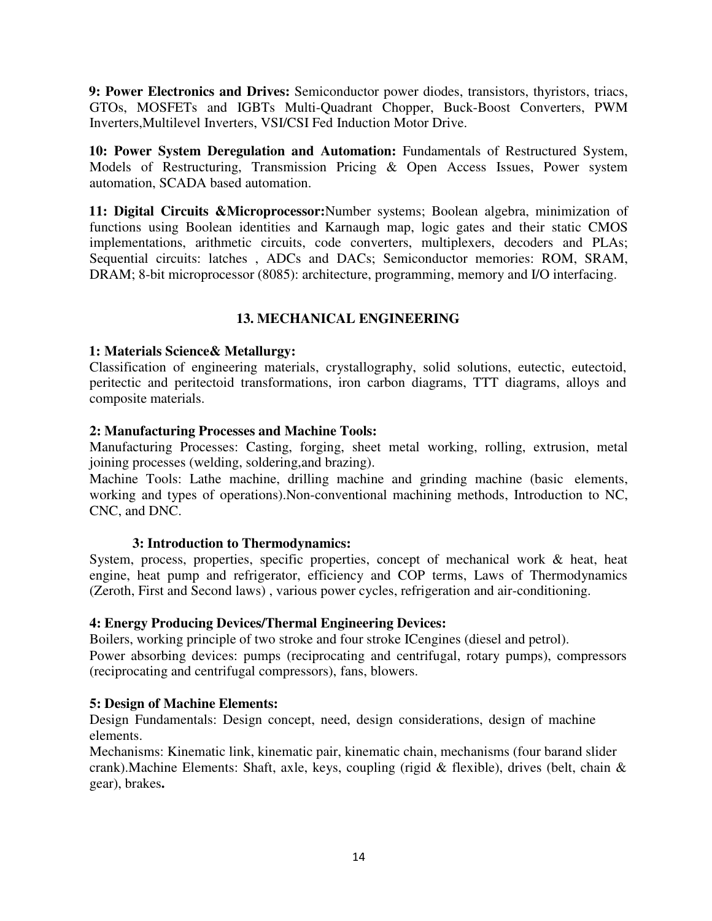**9: Power Electronics and Drives:** Semiconductor power diodes, transistors, thyristors, triacs, GTOs, MOSFETs and IGBTs Multi-Quadrant Chopper, Buck-Boost Converters, PWM Inverters,Multilevel Inverters, VSI/CSI Fed Induction Motor Drive.

**10: Power System Deregulation and Automation:** Fundamentals of Restructured System, Models of Restructuring, Transmission Pricing & Open Access Issues, Power system automation, SCADA based automation.

**11: Digital Circuits &Microprocessor:**Number systems; Boolean algebra, minimization of functions using Boolean identities and Karnaugh map, logic gates and their static CMOS implementations, arithmetic circuits, code converters, multiplexers, decoders and PLAs; Sequential circuits: latches , ADCs and DACs; Semiconductor memories: ROM, SRAM, DRAM; 8-bit microprocessor (8085): architecture, programming, memory and I/O interfacing.

## 13. MECHANICAL ENGINEERING

**1: Materials Science& Metallurgy:**
Classification of engineering materials, crystallography, solid solutions, eutectic, eutectoid, peritectic and peritectoid transformations, iron carbon diagrams, TTT diagrams, alloys and composite materials.

**2: Manufacturing Processes and Machine Tools:**
Manufacturing Processes: Casting, forging, sheet metal working, rolling, extrusion, metal joining processes (welding, soldering,and brazing).
Machine Tools: Lathe machine, drilling machine and grinding machine (basic elements, working and types of operations).Non-conventional machining methods, Introduction to NC, CNC, and DNC.

**3: Introduction to Thermodynamics:**
System, process, properties, specific properties, concept of mechanical work & heat, heat engine, heat pump and refrigerator, efficiency and COP terms, Laws of Thermodynamics (Zeroth, First and Second laws) , various power cycles, refrigeration and air-conditioning.

**4: Energy Producing Devices/Thermal Engineering Devices:**
Boilers, working principle of two stroke and four stroke ICengines (diesel and petrol).
Power absorbing devices: pumps (reciprocating and centrifugal, rotary pumps), compressors (reciprocating and centrifugal compressors), fans, blowers.

**5: Design of Machine Elements:**
Design Fundamentals: Design concept, need, design considerations, design of machine elements.
Mechanisms: Kinematic link, kinematic pair, kinematic chain, mechanisms (four barand slider crank).Machine Elements: Shaft, axle, keys, coupling (rigid & flexible), drives (belt, chain & gear), brakes**.**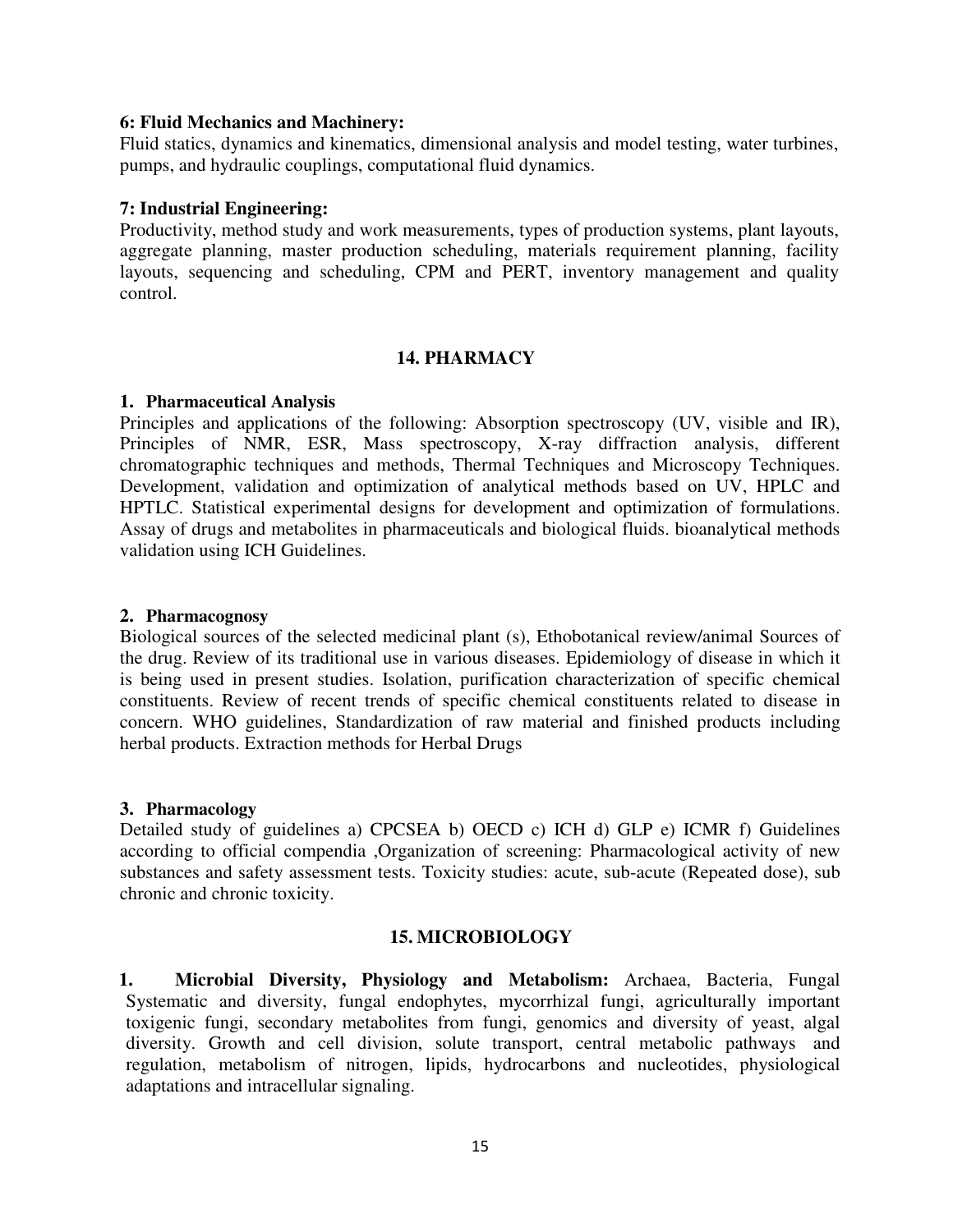**6: Fluid Mechanics and Machinery:**
Fluid statics, dynamics and kinematics, dimensional analysis and model testing, water turbines, pumps, and hydraulic couplings, computational fluid dynamics.

**7: Industrial Engineering:**
Productivity, method study and work measurements, types of production systems, plant layouts, aggregate planning, master production scheduling, materials requirement planning, facility layouts, sequencing and scheduling, CPM and PERT, inventory management and quality control.

## 14. PHARMACY

### 1. Pharmaceutical Analysis

Principles and applications of the following: Absorption spectroscopy (UV, visible and IR), Principles of NMR, ESR, Mass spectroscopy, X-ray diffraction analysis, different chromatographic techniques and methods, Thermal Techniques and Microscopy Techniques. Development, validation and optimization of analytical methods based on UV, HPLC and HPTLC. Statistical experimental designs for development and optimization of formulations. Assay of drugs and metabolites in pharmaceuticals and biological fluids. bioanalytical methods validation using ICH Guidelines.

### 2. Pharmacognosy

Biological sources of the selected medicinal plant (s), Ethobotanical review/animal Sources of the drug. Review of its traditional use in various diseases. Epidemiology of disease in which it is being used in present studies. Isolation, purification characterization of specific chemical constituents. Review of recent trends of specific chemical constituents related to disease in concern. WHO guidelines, Standardization of raw material and finished products including herbal products. Extraction methods for Herbal Drugs

### 3. Pharmacology

Detailed study of guidelines a) CPCSEA b) OECD c) ICH d) GLP e) ICMR f) Guidelines according to official compendia ,Organization of screening: Pharmacological activity of new substances and safety assessment tests. Toxicity studies: acute, sub-acute (Repeated dose), sub chronic and chronic toxicity.

## 15. MICROBIOLOGY

1. **Microbial Diversity, Physiology and Metabolism:** Archaea, Bacteria, Fungal Systematic and diversity, fungal endophytes, mycorrhizal fungi, agriculturally important toxigenic fungi, secondary metabolites from fungi, genomics and diversity of yeast, algal diversity. Growth and cell division, solute transport, central metabolic pathways and regulation, metabolism of nitrogen, lipids, hydrocarbons and nucleotides, physiological adaptations and intracellular signaling.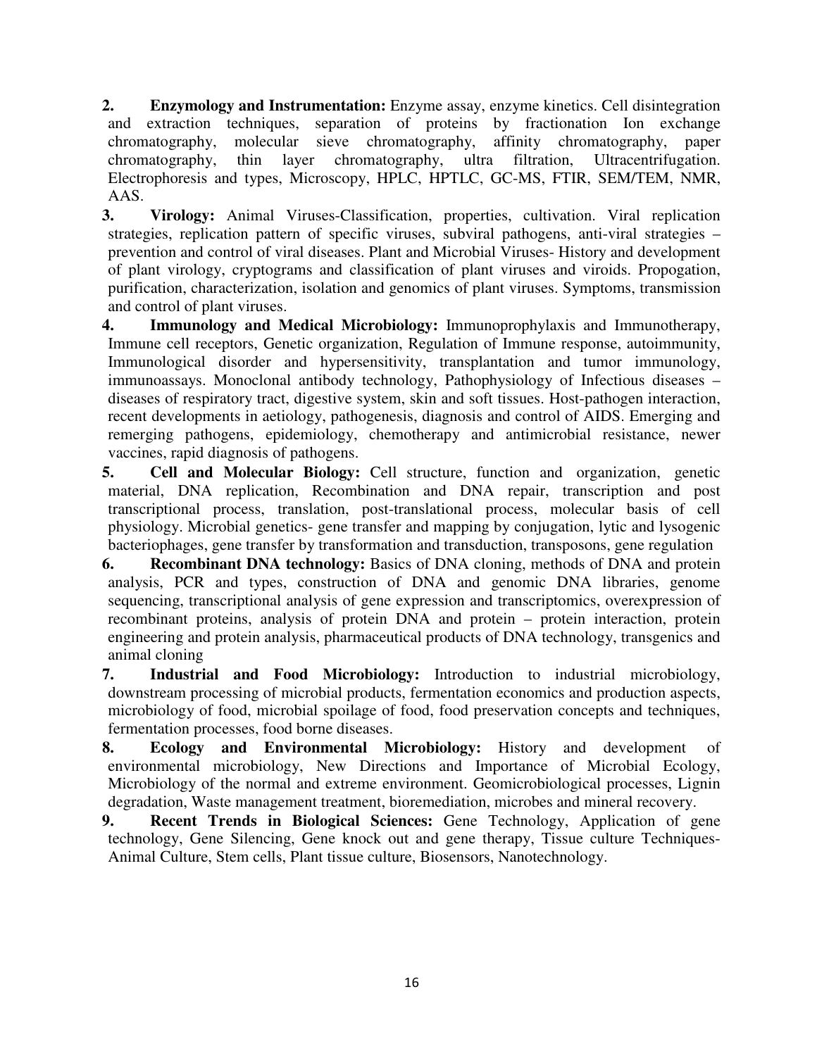2. **Enzymology and Instrumentation:** Enzyme assay, enzyme kinetics. Cell disintegration and extraction techniques, separation of proteins by fractionation Ion exchange chromatography, molecular sieve chromatography, affinity chromatography, paper chromatography, thin layer chromatography, ultra filtration, Ultracentrifugation. Electrophoresis and types, Microscopy, HPLC, HPTLC, GC-MS, FTIR, SEM/TEM, NMR, AAS.
3. **Virology:** Animal Viruses-Classification, properties, cultivation. Viral replication strategies, replication pattern of specific viruses, subviral pathogens, anti-viral strategies – prevention and control of viral diseases. Plant and Microbial Viruses- History and development of plant virology, cryptograms and classification of plant viruses and viroids. Propogation, purification, characterization, isolation and genomics of plant viruses. Symptoms, transmission and control of plant viruses.
4. **Immunology and Medical Microbiology:** Immunoprophylaxis and Immunotherapy, Immune cell receptors, Genetic organization, Regulation of Immune response, autoimmunity, Immunological disorder and hypersensitivity, transplantation and tumor immunology, immunoassays. Monoclonal antibody technology, Pathophysiology of Infectious diseases – diseases of respiratory tract, digestive system, skin and soft tissues. Host-pathogen interaction, recent developments in aetiology, pathogenesis, diagnosis and control of AIDS. Emerging and remerging pathogens, epidemiology, chemotherapy and antimicrobial resistance, newer vaccines, rapid diagnosis of pathogens.
5. **Cell and Molecular Biology:** Cell structure, function and organization, genetic material, DNA replication, Recombination and DNA repair, transcription and post transcriptional process, translation, post-translational process, molecular basis of cell physiology. Microbial genetics- gene transfer and mapping by conjugation, lytic and lysogenic bacteriophages, gene transfer by transformation and transduction, transposons, gene regulation
6. **Recombinant DNA technology:** Basics of DNA cloning, methods of DNA and protein analysis, PCR and types, construction of DNA and genomic DNA libraries, genome sequencing, transcriptional analysis of gene expression and transcriptomics, overexpression of recombinant proteins, analysis of protein DNA and protein – protein interaction, protein engineering and protein analysis, pharmaceutical products of DNA technology, transgenics and animal cloning
7. **Industrial and Food Microbiology:** Introduction to industrial microbiology, downstream processing of microbial products, fermentation economics and production aspects, microbiology of food, microbial spoilage of food, food preservation concepts and techniques, fermentation processes, food borne diseases.
8. **Ecology and Environmental Microbiology:** History and development of environmental microbiology, New Directions and Importance of Microbial Ecology, Microbiology of the normal and extreme environment. Geomicrobiological processes, Lignin degradation, Waste management treatment, bioremediation, microbes and mineral recovery.
9. **Recent Trends in Biological Sciences:** Gene Technology, Application of gene technology, Gene Silencing, Gene knock out and gene therapy, Tissue culture Techniques- Animal Culture, Stem cells, Plant tissue culture, Biosensors, Nanotechnology.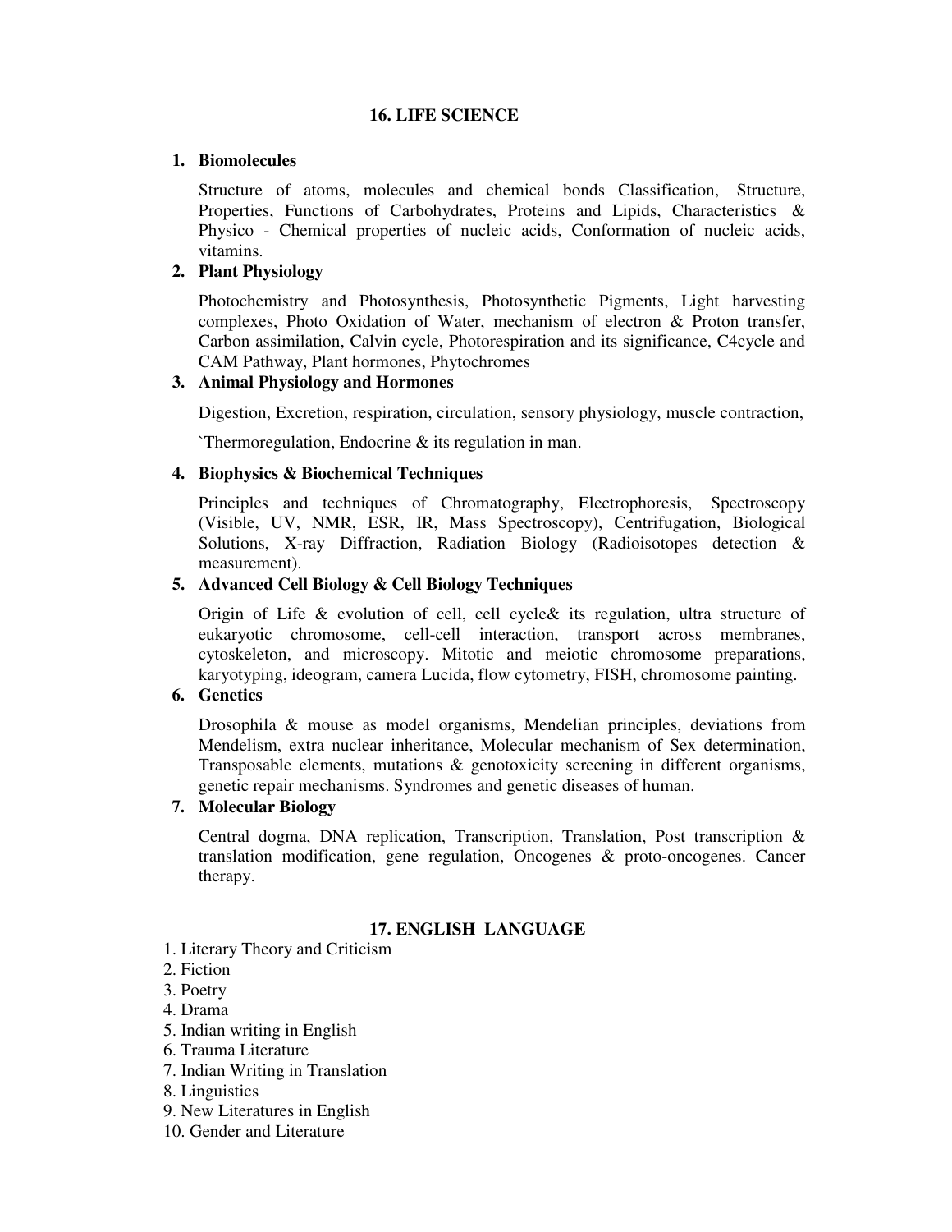## 16. LIFE SCIENCE

1. **Biomolecules**

   Structure of atoms, molecules and chemical bonds Classification, Structure, Properties, Functions of Carbohydrates, Proteins and Lipids, Characteristics & Physico - Chemical properties of nucleic acids, Conformation of nucleic acids, vitamins.

2. **Plant Physiology**

   Photochemistry and Photosynthesis, Photosynthetic Pigments, Light harvesting complexes, Photo Oxidation of Water, mechanism of electron & Proton transfer, Carbon assimilation, Calvin cycle, Photorespiration and its significance, C4cycle and CAM Pathway, Plant hormones, Phytochromes

3. **Animal Physiology and Hormones**

   Digestion, Excretion, respiration, circulation, sensory physiology, muscle contraction,

   `Thermoregulation, Endocrine & its regulation in man.

4. **Biophysics & Biochemical Techniques**

   Principles and techniques of Chromatography, Electrophoresis, Spectroscopy (Visible, UV, NMR, ESR, IR, Mass Spectroscopy), Centrifugation, Biological Solutions, X-ray Diffraction, Radiation Biology (Radioisotopes detection & measurement).

5. **Advanced Cell Biology & Cell Biology Techniques**

   Origin of Life & evolution of cell, cell cycle& its regulation, ultra structure of eukaryotic chromosome, cell-cell interaction, transport across membranes, cytoskeleton, and microscopy. Mitotic and meiotic chromosome preparations, karyotyping, ideogram, camera Lucida, flow cytometry, FISH, chromosome painting.

6. **Genetics**

   Drosophila & mouse as model organisms, Mendelian principles, deviations from Mendelism, extra nuclear inheritance, Molecular mechanism of Sex determination, Transposable elements, mutations & genotoxicity screening in different organisms, genetic repair mechanisms. Syndromes and genetic diseases of human.

7. **Molecular Biology**

   Central dogma, DNA replication, Transcription, Translation, Post transcription & translation modification, gene regulation, Oncogenes & proto-oncogenes. Cancer therapy.

## 17. ENGLISH LANGUAGE

1. Literary Theory and Criticism
2. Fiction
3. Poetry
4. Drama
5. Indian writing in English
6. Trauma Literature
7. Indian Writing in Translation
8. Linguistics
9. New Literatures in English
10. Gender and Literature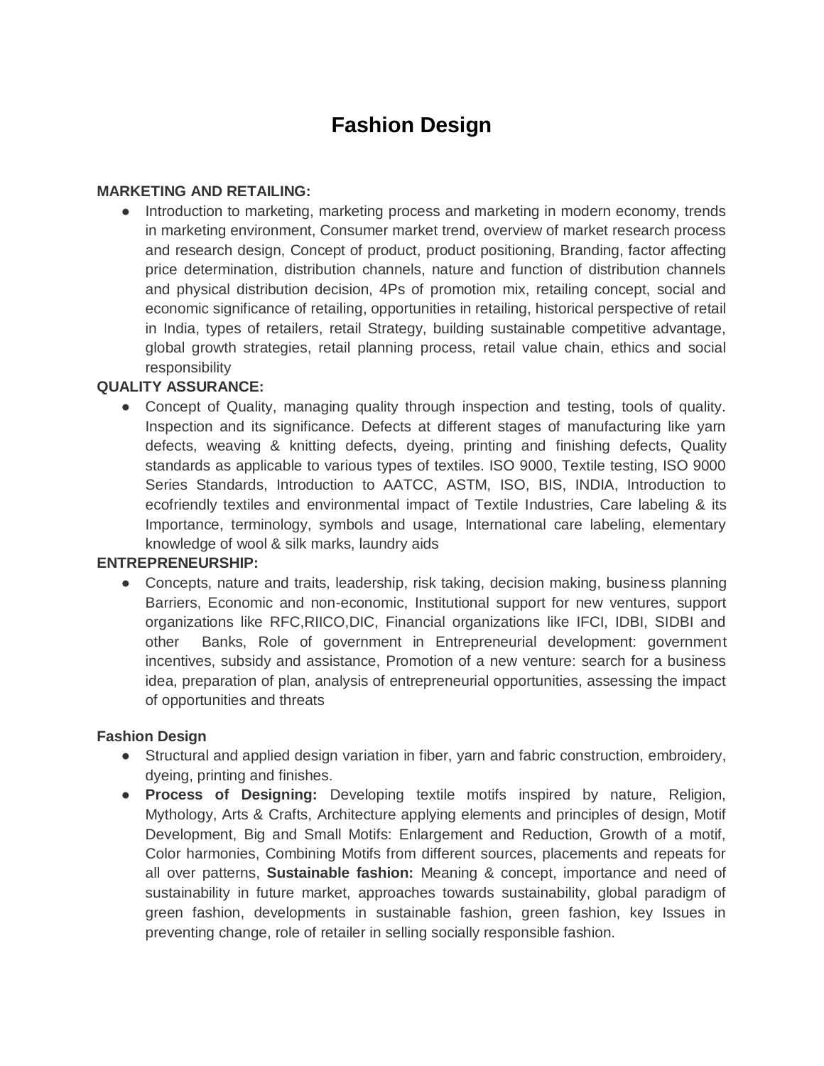# Fashion Design

**MARKETING AND RETAILING:**

- Introduction to marketing, marketing process and marketing in modern economy, trends in marketing environment, Consumer market trend, overview of market research process and research design, Concept of product, product positioning, Branding, factor affecting price determination, distribution channels, nature and function of distribution channels and physical distribution decision, 4Ps of promotion mix, retailing concept, social and economic significance of retailing, opportunities in retailing, historical perspective of retail in India, types of retailers, retail Strategy, building sustainable competitive advantage, global growth strategies, retail planning process, retail value chain, ethics and social responsibility

**QUALITY ASSURANCE:**

- Concept of Quality, managing quality through inspection and testing, tools of quality. Inspection and its significance. Defects at different stages of manufacturing like yarn defects, weaving & knitting defects, dyeing, printing and finishing defects, Quality standards as applicable to various types of textiles. ISO 9000, Textile testing, ISO 9000 Series Standards, Introduction to AATCC, ASTM, ISO, BIS, INDIA, Introduction to ecofriendly textiles and environmental impact of Textile Industries, Care labeling & its Importance, terminology, symbols and usage, International care labeling, elementary knowledge of wool & silk marks, laundry aids

**ENTREPRENEURSHIP:**

- Concepts, nature and traits, leadership, risk taking, decision making, business planning Barriers, Economic and non-economic, Institutional support for new ventures, support organizations like RFC,RIICO,DIC, Financial organizations like IFCI, IDBI, SIDBI and other Banks, Role of government in Entrepreneurial development: government incentives, subsidy and assistance, Promotion of a new venture: search for a business idea, preparation of plan, analysis of entrepreneurial opportunities, assessing the impact of opportunities and threats

**Fashion Design**

- Structural and applied design variation in fiber, yarn and fabric construction, embroidery, dyeing, printing and finishes.
- **Process of Designing:** Developing textile motifs inspired by nature, Religion, Mythology, Arts & Crafts, Architecture applying elements and principles of design, Motif Development, Big and Small Motifs: Enlargement and Reduction, Growth of a motif, Color harmonies, Combining Motifs from different sources, placements and repeats for all over patterns, **Sustainable fashion:** Meaning & concept, importance and need of sustainability in future market, approaches towards sustainability, global paradigm of green fashion, developments in sustainable fashion, green fashion, key Issues in preventing change, role of retailer in selling socially responsible fashion.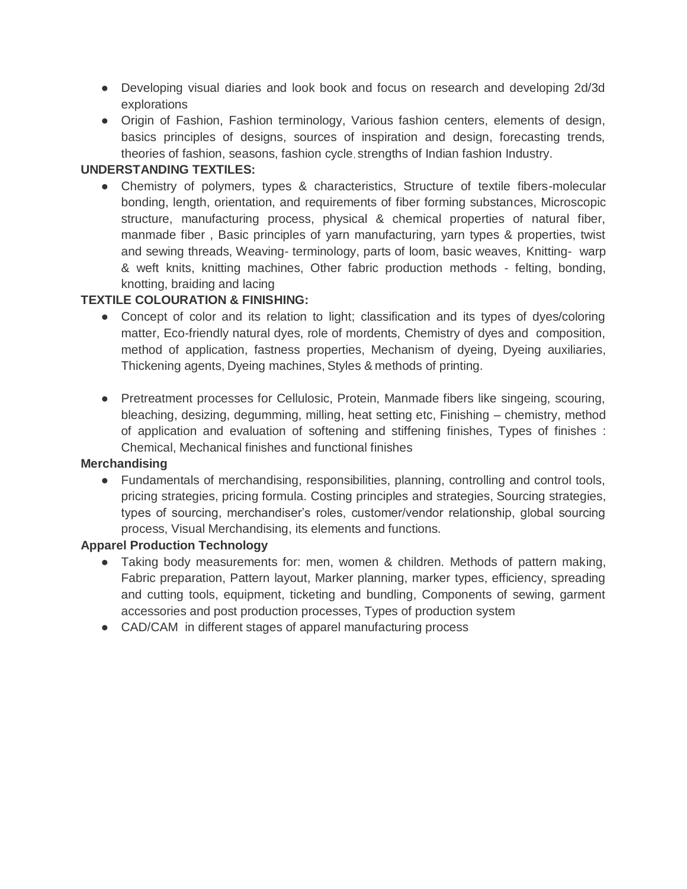- Developing visual diaries and look book and focus on research and developing 2d/3d explorations
- Origin of Fashion, Fashion terminology, Various fashion centers, elements of design, basics principles of designs, sources of inspiration and design, forecasting trends, theories of fashion, seasons, fashion cycle, strengths of Indian fashion Industry.

**UNDERSTANDING TEXTILES:**

- Chemistry of polymers, types & characteristics, Structure of textile fibers-molecular bonding, length, orientation, and requirements of fiber forming substances, Microscopic structure, manufacturing process, physical & chemical properties of natural fiber, manmade fiber , Basic principles of yarn manufacturing, yarn types & properties, twist and sewing threads, Weaving- terminology, parts of loom, basic weaves, Knitting- warp & weft knits, knitting machines, Other fabric production methods - felting, bonding, knotting, braiding and lacing

**TEXTILE COLOURATION & FINISHING:**

- Concept of color and its relation to light; classification and its types of dyes/coloring matter, Eco-friendly natural dyes, role of mordents, Chemistry of dyes and composition, method of application, fastness properties, Mechanism of dyeing, Dyeing auxiliaries, Thickening agents, Dyeing machines, Styles & methods of printing.

- Pretreatment processes for Cellulosic, Protein, Manmade fibers like singeing, scouring, bleaching, desizing, degumming, milling, heat setting etc, Finishing – chemistry, method of application and evaluation of softening and stiffening finishes, Types of finishes : Chemical, Mechanical finishes and functional finishes

**Merchandising**

- Fundamentals of merchandising, responsibilities, planning, controlling and control tools, pricing strategies, pricing formula. Costing principles and strategies, Sourcing strategies, types of sourcing, merchandiser's roles, customer/vendor relationship, global sourcing process, Visual Merchandising, its elements and functions.

**Apparel Production Technology**

- Taking body measurements for: men, women & children. Methods of pattern making, Fabric preparation, Pattern layout, Marker planning, marker types, efficiency, spreading and cutting tools, equipment, ticketing and bundling, Components of sewing, garment accessories and post production processes, Types of production system
- CAD/CAM in different stages of apparel manufacturing process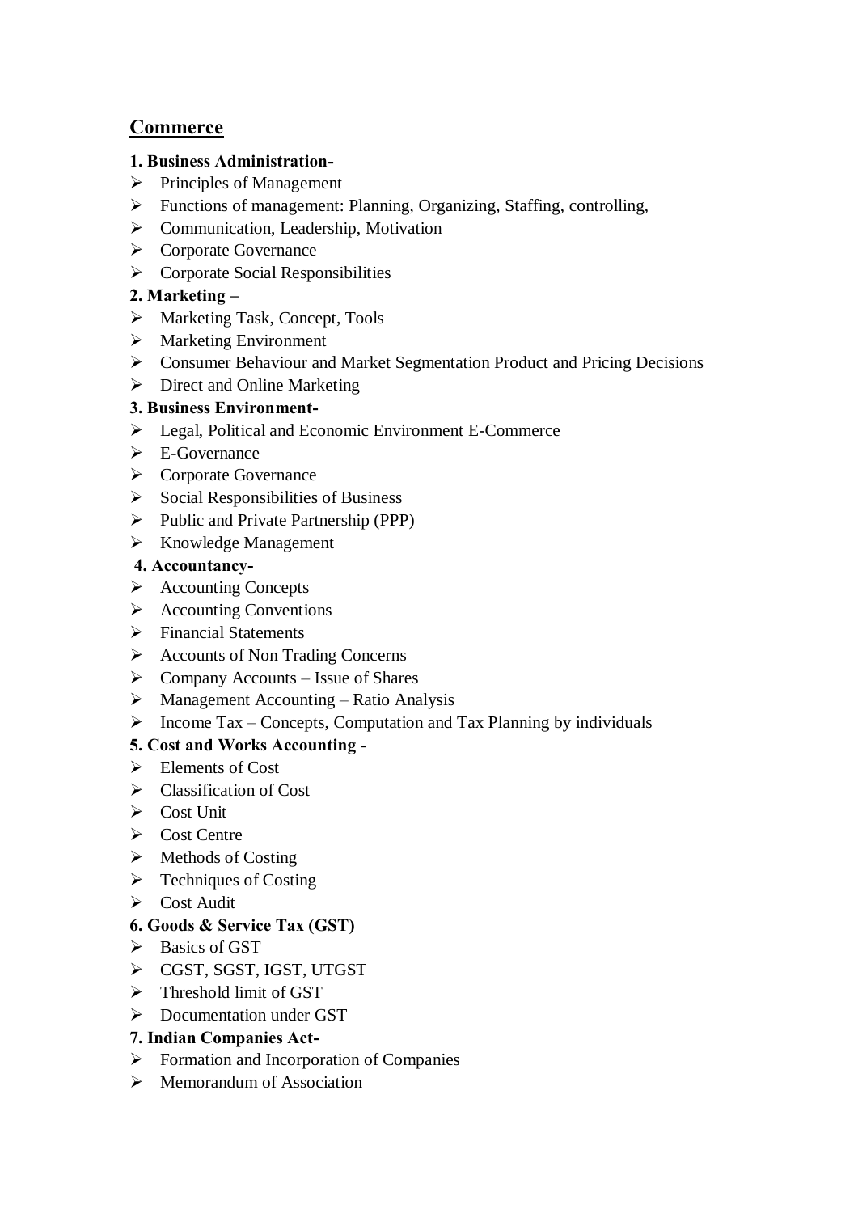## Commerce

**1. Business Administration-**

- Principles of Management
- Functions of management: Planning, Organizing, Staffing, controlling,
- Communication, Leadership, Motivation
- Corporate Governance
- Corporate Social Responsibilities

**2. Marketing –**

- Marketing Task, Concept, Tools
- Marketing Environment
- Consumer Behaviour and Market Segmentation Product and Pricing Decisions
- Direct and Online Marketing

**3. Business Environment-**

- Legal, Political and Economic Environment E-Commerce
- E-Governance
- Corporate Governance
- Social Responsibilities of Business
- Public and Private Partnership (PPP)
- Knowledge Management

**4. Accountancy-**

- Accounting Concepts
- Accounting Conventions
- Financial Statements
- Accounts of Non Trading Concerns
- Company Accounts – Issue of Shares
- Management Accounting – Ratio Analysis
- Income Tax – Concepts, Computation and Tax Planning by individuals

**5. Cost and Works Accounting -**

- Elements of Cost
- Classification of Cost
- Cost Unit
- Cost Centre
- Methods of Costing
- Techniques of Costing
- Cost Audit

**6. Goods & Service Tax (GST)**

- Basics of GST
- CGST, SGST, IGST, UTGST
- Threshold limit of GST
- Documentation under GST

**7. Indian Companies Act-**

- Formation and Incorporation of Companies
- Memorandum of Association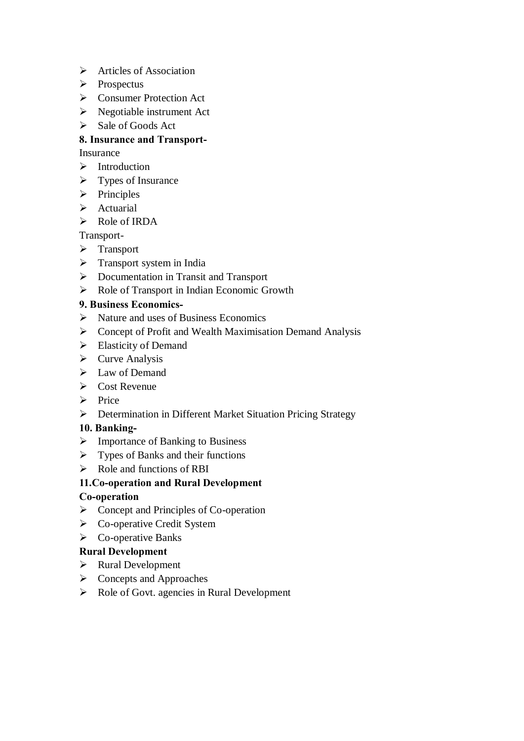- Articles of Association
- Prospectus
- Consumer Protection Act
- Negotiable instrument Act
- Sale of Goods Act

**8. Insurance and Transport-**

Insurance

- Introduction
- Types of Insurance
- Principles
- Actuarial
- Role of IRDA

Transport-

- Transport
- Transport system in India
- Documentation in Transit and Transport
- Role of Transport in Indian Economic Growth

**9. Business Economics-**

- Nature and uses of Business Economics
- Concept of Profit and Wealth Maximisation Demand Analysis
- Elasticity of Demand
- Curve Analysis
- Law of Demand
- Cost Revenue
- Price
- Determination in Different Market Situation Pricing Strategy

**10. Banking-**

- Importance of Banking to Business
- Types of Banks and their functions
- Role and functions of RBI

**11.Co-operation and Rural Development**

**Co-operation**

- Concept and Principles of Co-operation
- Co-operative Credit System
- Co-operative Banks

**Rural Development**

- Rural Development
- Concepts and Approaches
- Role of Govt. agencies in Rural Development